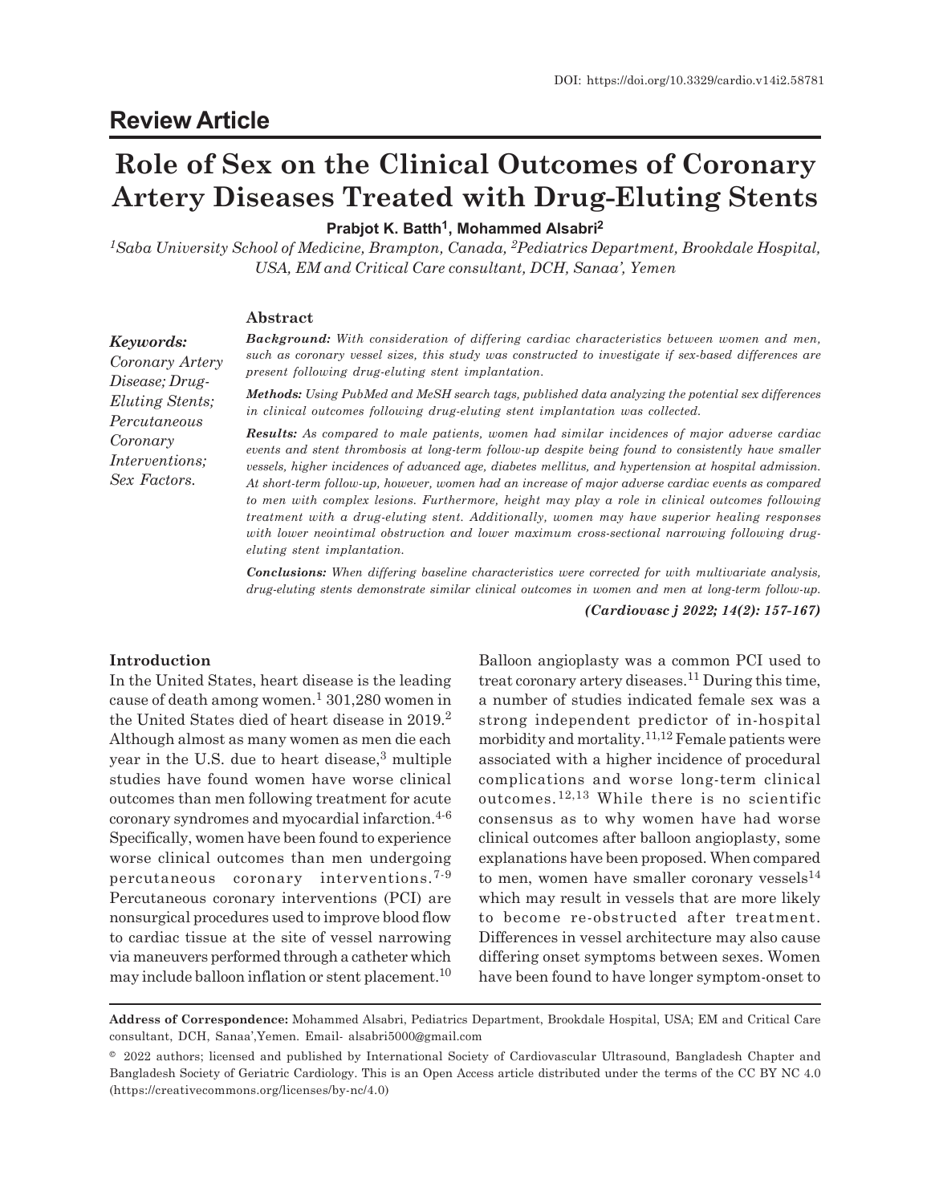DOI: https://doi.org/10.3329/cardio.v14i2.58781

## Review Article

# Role of Sex on the Clinical Outcomes of Coronary Artery Diseases Treated with Drug-Eluting Stents

**Prabjot K. Batth[1], Mohammed Alsabri[2]**

*[1]Saba University School of Medicine, Brampton, Canada, [2]Pediatrics Department, Brookdale Hospital, USA, EM and Critical Care consultant, DCH, Sanaa', Yemen*

### Abstract

***Keywords:*** *Coronary Artery Disease; Drug-Eluting Stents; Percutaneous Coronary Interventions; Sex Factors.*

***Background:*** *With consideration of differing cardiac characteristics between women and men, such as coronary vessel sizes, this study was constructed to investigate if sex-based differences are present following drug-eluting stent implantation.*

***Methods:*** *Using PubMed and MeSH search tags, published data analyzing the potential sex differences in clinical outcomes following drug-eluting stent implantation was collected.*

***Results:*** *As compared to male patients, women had similar incidences of major adverse cardiac events and stent thrombosis at long-term follow-up despite being found to consistently have smaller vessels, higher incidences of advanced age, diabetes mellitus, and hypertension at hospital admission. At short-term follow-up, however, women had an increase of major adverse cardiac events as compared to men with complex lesions. Furthermore, height may play a role in clinical outcomes following treatment with a drug-eluting stent. Additionally, women may have superior healing responses with lower neointimal obstruction and lower maximum cross-sectional narrowing following drug-eluting stent implantation.*

***Conclusions:*** *When differing baseline characteristics were corrected for with multivariate analysis, drug-eluting stents demonstrate similar clinical outcomes in women and men at long-term follow-up.*

***(Cardiovasc j 2022; 14(2): 157-167)***

### Introduction

In the United States, heart disease is the leading cause of death among women.[1] 301,280 women in the United States died of heart disease in 2019.[2] Although almost as many women as men die each year in the U.S. due to heart disease,[3] multiple studies have found women have worse clinical outcomes than men following treatment for acute coronary syndromes and myocardial infarction.[4-6] Specifically, women have been found to experience worse clinical outcomes than men undergoing percutaneous coronary interventions.[7-9] Percutaneous coronary interventions (PCI) are nonsurgical procedures used to improve blood flow to cardiac tissue at the site of vessel narrowing via maneuvers performed through a catheter which may include balloon inflation or stent placement.[10] Balloon angioplasty was a common PCI used to treat coronary artery diseases.[11] During this time, a number of studies indicated female sex was a strong independent predictor of in-hospital morbidity and mortality.[11,12] Female patients were associated with a higher incidence of procedural complications and worse long-term clinical outcomes.[12,13] While there is no scientific consensus as to why women have had worse clinical outcomes after balloon angioplasty, some explanations have been proposed. When compared to men, women have smaller coronary vessels[14] which may result in vessels that are more likely to become re-obstructed after treatment. Differences in vessel architecture may also cause differing onset symptoms between sexes. Women have been found to have longer symptom-onset to

**Address of Correspondence:** Mohammed Alsabri, Pediatrics Department, Brookdale Hospital, USA; EM and Critical Care consultant, DCH, Sanaa',Yemen. Email- alsabri5000@gmail.com

© 2022 authors; licensed and published by International Society of Cardiovascular Ultrasound, Bangladesh Chapter and Bangladesh Society of Geriatric Cardiology. This is an Open Access article distributed under the terms of the CC BY NC 4.0 (https://creativecommons.org/licenses/by-nc/4.0)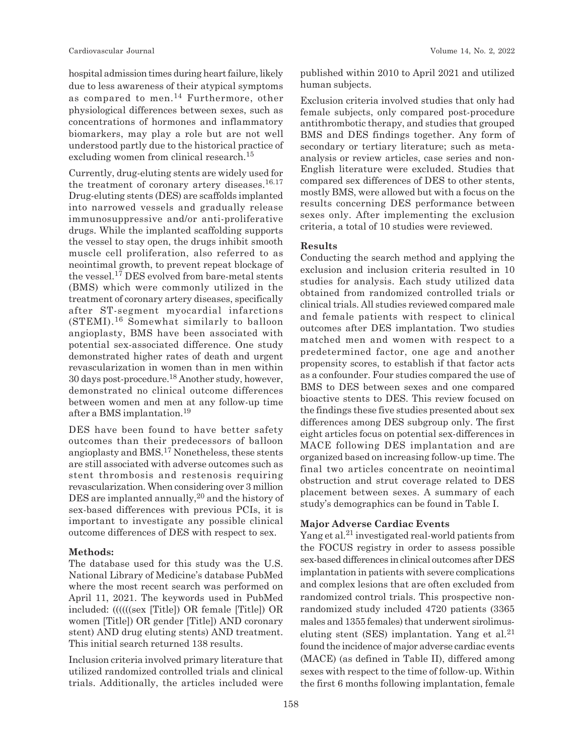hospital admission times during heart failure, likely due to less awareness of their atypical symptoms as compared to men.[14] Furthermore, other physiological differences between sexes, such as concentrations of hormones and inflammatory biomarkers, may play a role but are not well understood partly due to the historical practice of excluding women from clinical research.[15]

Currently, drug-eluting stents are widely used for the treatment of coronary artery diseases.[16,17] Drug-eluting stents (DES) are scaffolds implanted into narrowed vessels and gradually release immunosuppressive and/or anti-proliferative drugs. While the implanted scaffolding supports the vessel to stay open, the drugs inhibit smooth muscle cell proliferation, also referred to as neointimal growth, to prevent repeat blockage of the vessel.[17] DES evolved from bare-metal stents (BMS) which were commonly utilized in the treatment of coronary artery diseases, specifically after ST-segment myocardial infarctions (STEMI).[16] Somewhat similarly to balloon angioplasty, BMS have been associated with potential sex-associated difference. One study demonstrated higher rates of death and urgent revascularization in women than in men within 30 days post-procedure.[18] Another study, however, demonstrated no clinical outcome differences between women and men at any follow-up time after a BMS implantation.[19]

DES have been found to have better safety outcomes than their predecessors of balloon angioplasty and BMS.[17] Nonetheless, these stents are still associated with adverse outcomes such as stent thrombosis and restenosis requiring revascularization. When considering over 3 million DES are implanted annually,[20] and the history of sex-based differences with previous PCIs, it is important to investigate any possible clinical outcome differences of DES with respect to sex.

**Methods:**

The database used for this study was the U.S. National Library of Medicine's database PubMed where the most recent search was performed on April 11, 2021. The keywords used in PubMed included: ((((((sex [Title]) OR female [Title]) OR women [Title]) OR gender [Title]) AND coronary stent) AND drug eluting stents) AND treatment. This initial search returned 138 results.

Inclusion criteria involved primary literature that utilized randomized controlled trials and clinical trials. Additionally, the articles included were published within 2010 to April 2021 and utilized human subjects.

Exclusion criteria involved studies that only had female subjects, only compared post-procedure antithrombotic therapy, and studies that grouped BMS and DES findings together. Any form of secondary or tertiary literature; such as meta-analysis or review articles, case series and non-English literature were excluded. Studies that compared sex differences of DES to other stents, mostly BMS, were allowed but with a focus on the results concerning DES performance between sexes only. After implementing the exclusion criteria, a total of 10 studies were reviewed.

**Results**

Conducting the search method and applying the exclusion and inclusion criteria resulted in 10 studies for analysis. Each study utilized data obtained from randomized controlled trials or clinical trials. All studies reviewed compared male and female patients with respect to clinical outcomes after DES implantation. Two studies matched men and women with respect to a predetermined factor, one age and another propensity scores, to establish if that factor acts as a confounder. Four studies compared the use of BMS to DES between sexes and one compared bioactive stents to DES. This review focused on the findings these five studies presented about sex differences among DES subgroup only. The first eight articles focus on potential sex-differences in MACE following DES implantation and are organized based on increasing follow-up time. The final two articles concentrate on neointimal obstruction and strut coverage related to DES placement between sexes. A summary of each study's demographics can be found in Table I.

**Major Adverse Cardiac Events**

Yang et al.[21] investigated real-world patients from the FOCUS registry in order to assess possible sex-based differences in clinical outcomes after DES implantation in patients with severe complications and complex lesions that are often excluded from randomized control trials. This prospective non-randomized study included 4720 patients (3365 males and 1355 females) that underwent sirolimus-eluting stent (SES) implantation. Yang et al.[21] found the incidence of major adverse cardiac events (MACE) (as defined in Table II), differed among sexes with respect to the time of follow-up. Within the first 6 months following implantation, female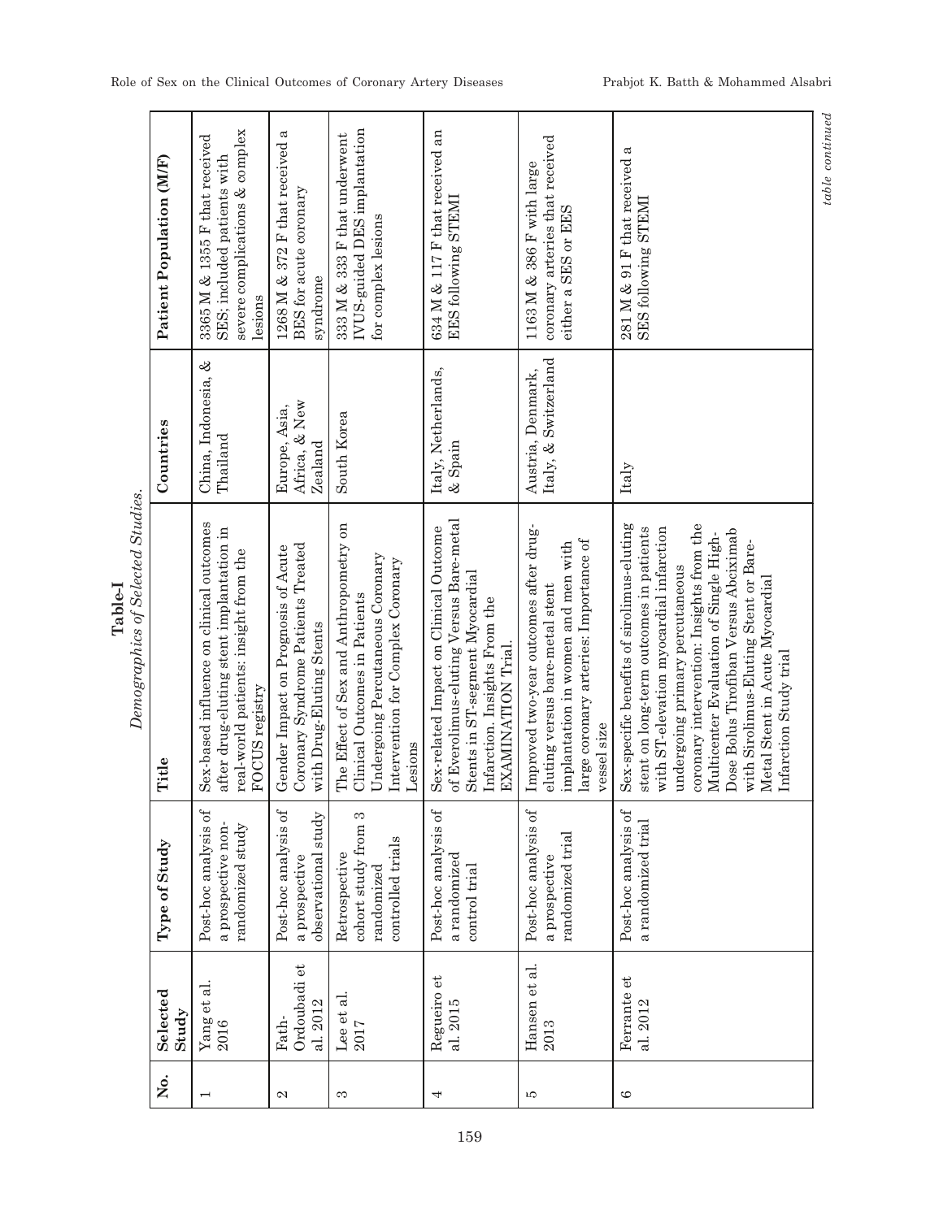**Table-I**
*Demographics of Selected Studies.*

| No. | Selected Study | Type of Study | Title | Countries | Patient Population (M/F) |
|---|---|---|---|---|---|
| 1 | Yang et al. 2016 | Post-hoc analysis of a prospective non-randomized study | Sex-based influence on clinical outcomes after drug-eluting stent implantation in real-world patients: insight from the FOCUS registry | China, Indonesia, & Thailand | 3365 M & 1355 F that received SES; included patients with severe complications & complex lesions |
| 2 | Fath-Ordoubadi et al. 2012 | Post-hoc analysis of a prospective observational study | Gender Impact on Prognosis of Acute Coronary Syndrome Patients Treated with Drug-Eluting Stents | Europe, Asia, Africa, & New Zealand | 1268 M & 372 F that received a BES for acute coronary syndrome |
| 3 | Lee et al. 2017 | Retrospective cohort study from 3 randomized controlled trials | The Effect of Sex and Anthropometry on Clinical Outcomes in Patients Undergoing Percutaneous Coronary Intervention for Complex Coronary Lesions | South Korea | 333 M & 333 F that underwent IVUS-guided DES implantation for complex lesions |
| 4 | Regueiro et al. 2015 | Post-hoc analysis of a randomized control trial | Sex-related Impact on Clinical Outcome of Everolimus-eluting Versus Bare-metal Stents in ST-segment Myocardial Infarction. Insights From the EXAMINATION Trial. | Italy, Netherlands, & Spain | 634 M & 117 F that received an EES following STEMI |
| 5 | Hansen et al. 2013 | Post-hoc analysis of a prospective randomized trial | Improved two-year outcomes after drug-eluting versus bare-metal stent implantation in women and men with large coronary arteries: Importance of vessel size | Austria, Denmark, Italy, & Switzerland | 1163 M & 386 F with large coronary arteries that received either a SES or EES |
| 6 | Ferrante et al. 2012 | Post-hoc analysis of a randomized trial | Sex-specific benefits of sirolimus-eluting stent on long-term outcomes in patients with ST-elevation myocardial infarction undergoing primary percutaneous coronary intervention: Insights from the Multicenter Evaluation of Single High-Dose Bolus Tirofiban Versus Abciximab with Sirolimus-Eluting Stent or Bare-Metal Stent in Acute Myocardial Infarction Study trial | Italy | 281 M & 91 F that received a SES following STEMI |

*table continued*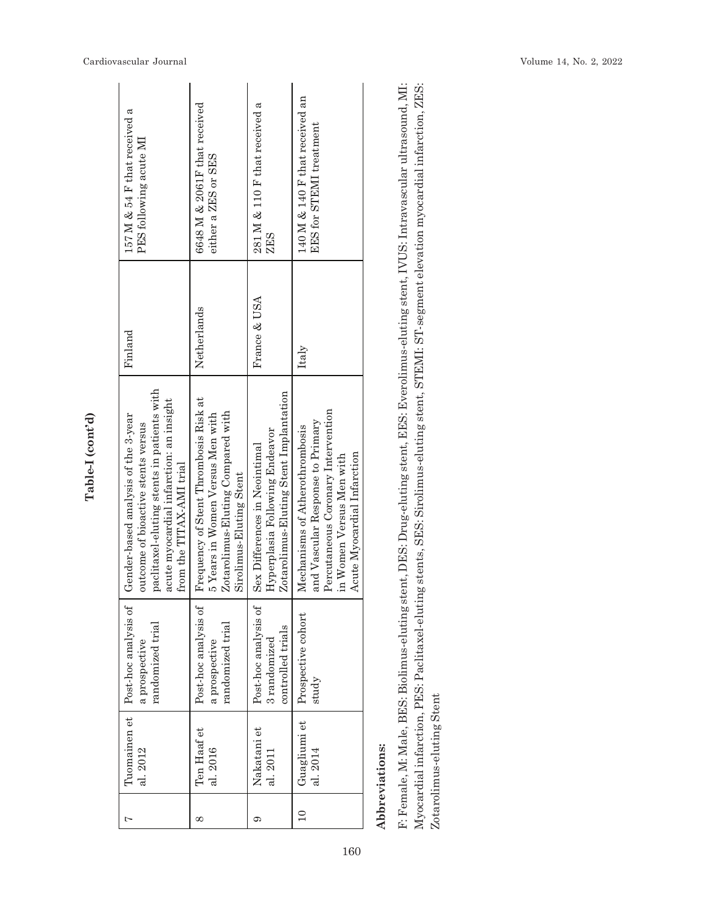**Table-I (cont'd)**

| | | | | | |
|---|---|---|---|---|---|
| 7 | Tuomainen et al. 2012 | Post-hoc analysis of a prospective randomized trial | Gender-based analysis of the 3-year outcome of bioactive stents versus paclitaxel-eluting stents in patients with acute myocardial infarction: an insight from the TITAX-AMI trial | Finland | 157 M & 54 F that received a PES following acute MI |
| 8 | Ten Haaf et al. 2016 | Post-hoc analysis of a prospective randomized trial | Frequency of Stent Thrombosis Risk at 5 Years in Women Versus Men with Zotarolimus-Eluting Compared with Sirolimus-Eluting Stent | Netherlands | 6648 M & 2061F that received either a ZES or SES |
| 9 | Nakatani et al. 2011 | Post-hoc analysis of 3 randomized controlled trials | Sex Differences in Neointimal Hyperplasia Following Endeavor Zotarolimus-Eluting Stent Implantation | France & USA | 281 M & 110 F that received a ZES |
| 10 | Guagliumi et al. 2014 | Prospective cohort study | Mechanisms of Atherothrombosis and Vascular Response to Primary Percutaneous Coronary Intervention in Women Versus Men with Acute Myocardial Infarction | Italy | 140 M & 140 F that received an EES for STEMI treatment |

**Abbreviations:**

F: Female, M: Male, BES: Biolimus-eluting stent, DES: Drug-eluting stent, EES: Everolimus-eluting stent, IVUS: Intravascular ultrasound, MI: Myocardial infarction, PES: Paclitaxel-eluting stents, SES: Sirolimus-eluting stent, STEMI: ST-segment elevation myocardial infarction, ZES: Zotarolimus-eluting Stent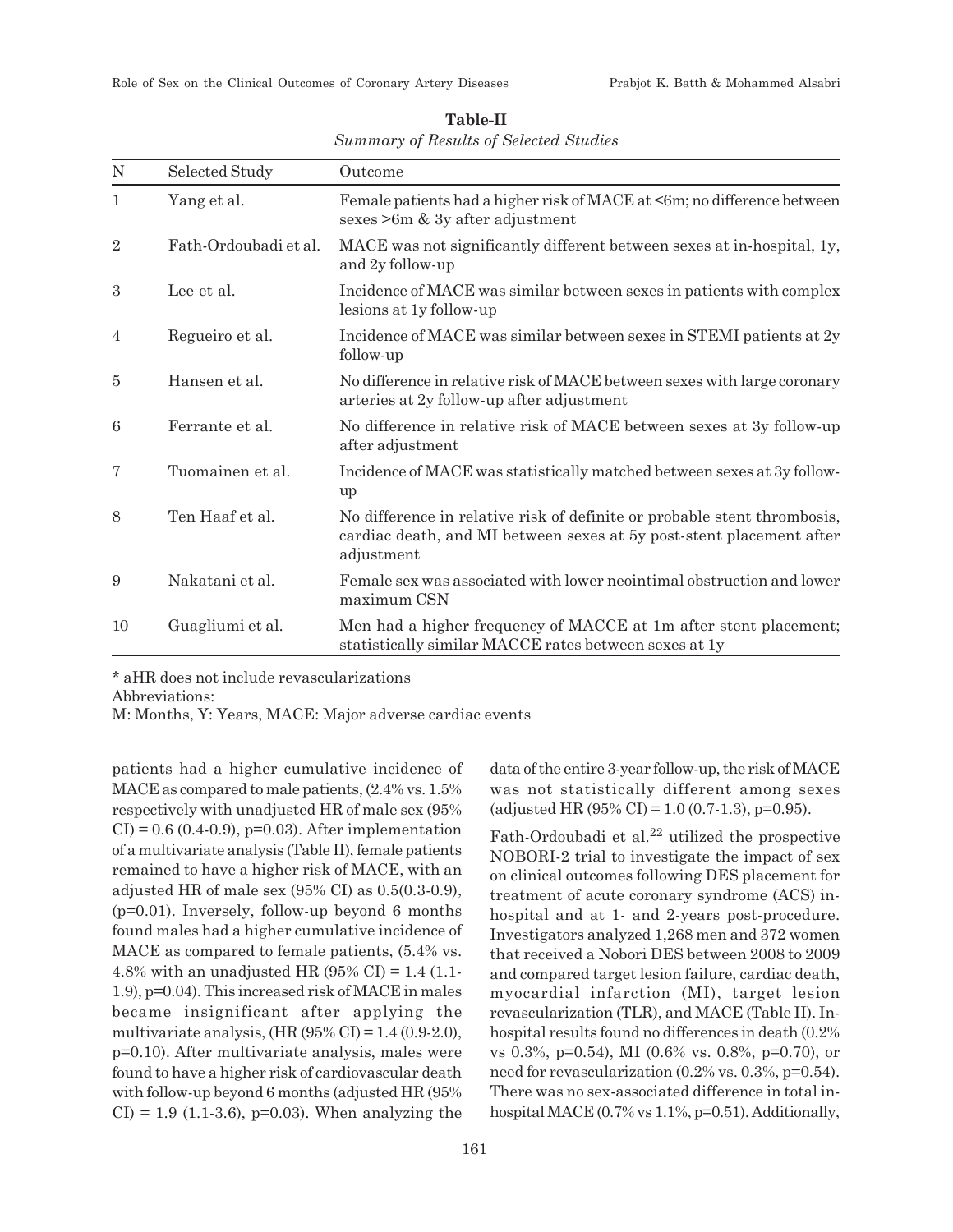**Table-II**
*Summary of Results of Selected Studies*

| N | Selected Study | Outcome |
|---|---|---|
| 1 | Yang et al. | Female patients had a higher risk of MACE at <6m; no difference between sexes >6m & 3y after adjustment |
| 2 | Fath-Ordoubadi et al. | MACE was not significantly different between sexes at in-hospital, 1y, and 2y follow-up |
| 3 | Lee et al. | Incidence of MACE was similar between sexes in patients with complex lesions at 1y follow-up |
| 4 | Regueiro et al. | Incidence of MACE was similar between sexes in STEMI patients at 2y follow-up |
| 5 | Hansen et al. | No difference in relative risk of MACE between sexes with large coronary arteries at 2y follow-up after adjustment |
| 6 | Ferrante et al. | No difference in relative risk of MACE between sexes at 3y follow-up after adjustment |
| 7 | Tuomainen et al. | Incidence of MACE was statistically matched between sexes at 3y follow-up |
| 8 | Ten Haaf et al. | No difference in relative risk of definite or probable stent thrombosis, cardiac death, and MI between sexes at 5y post-stent placement after adjustment |
| 9 | Nakatani et al. | Female sex was associated with lower neointimal obstruction and lower maximum CSN |
| 10 | Guagliumi et al. | Men had a higher frequency of MACCE at 1m after stent placement; statistically similar MACCE rates between sexes at 1y |

* aHR does not include revascularizations

Abbreviations:

M: Months, Y: Years, MACE: Major adverse cardiac events

patients had a higher cumulative incidence of MACE as compared to male patients, (2.4% vs. 1.5% respectively with unadjusted HR of male sex (95% CI) = 0.6 (0.4-0.9), p=0.03). After implementation of a multivariate analysis (Table II), female patients remained to have a higher risk of MACE, with an adjusted HR of male sex (95% CI) as 0.5(0.3-0.9), (p=0.01). Inversely, follow-up beyond 6 months found males had a higher cumulative incidence of MACE as compared to female patients, (5.4% vs. 4.8% with an unadjusted HR (95% CI) = 1.4 (1.1-1.9), p=0.04). This increased risk of MACE in males became insignificant after applying the multivariate analysis, (HR (95% CI) = 1.4 (0.9-2.0), p=0.10). After multivariate analysis, males were found to have a higher risk of cardiovascular death with follow-up beyond 6 months (adjusted HR (95% CI) = 1.9 (1.1-3.6), p=0.03). When analyzing the data of the entire 3-year follow-up, the risk of MACE was not statistically different among sexes (adjusted HR (95% CI) = 1.0 (0.7-1.3), p=0.95).

Fath-Ordoubadi et al.[22] utilized the prospective NOBORI-2 trial to investigate the impact of sex on clinical outcomes following DES placement for treatment of acute coronary syndrome (ACS) in-hospital and at 1- and 2-years post-procedure. Investigators analyzed 1,268 men and 372 women that received a Nobori DES between 2008 to 2009 and compared target lesion failure, cardiac death, myocardial infarction (MI), target lesion revascularization (TLR), and MACE (Table II). In-hospital results found no differences in death (0.2% vs 0.3%, p=0.54), MI (0.6% vs. 0.8%, p=0.70), or need for revascularization (0.2% vs. 0.3%, p=0.54). There was no sex-associated difference in total in-hospital MACE (0.7% vs 1.1%, p=0.51). Additionally,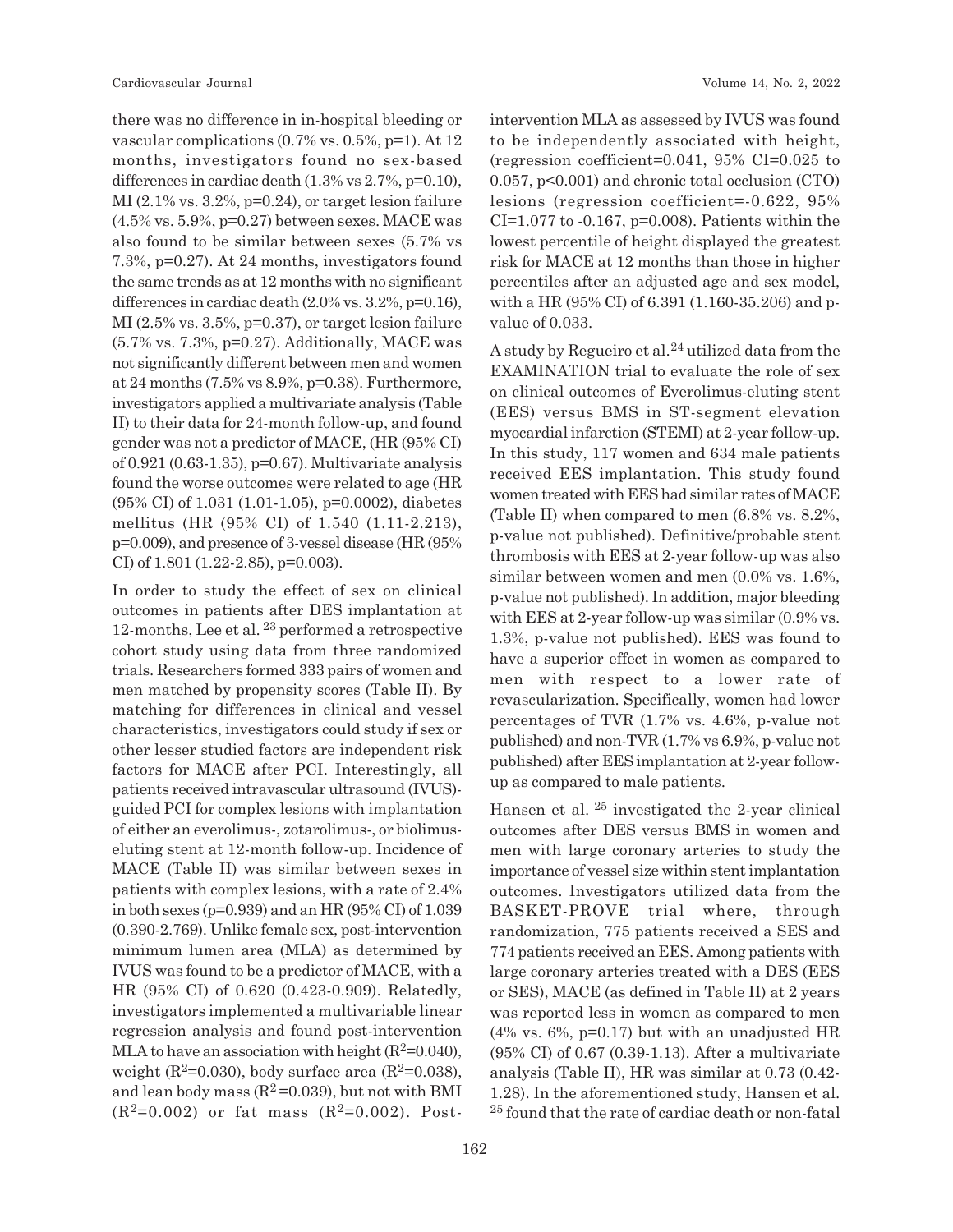there was no difference in in-hospital bleeding or vascular complications (0.7% vs. 0.5%, p=1). At 12 months, investigators found no sex-based differences in cardiac death (1.3% vs 2.7%, p=0.10), MI (2.1% vs. 3.2%, p=0.24), or target lesion failure (4.5% vs. 5.9%, p=0.27) between sexes. MACE was also found to be similar between sexes (5.7% vs 7.3%, p=0.27). At 24 months, investigators found the same trends as at 12 months with no significant differences in cardiac death (2.0% vs. 3.2%, p=0.16), MI (2.5% vs. 3.5%, p=0.37), or target lesion failure (5.7% vs. 7.3%, p=0.27). Additionally, MACE was not significantly different between men and women at 24 months (7.5% vs 8.9%, p=0.38). Furthermore, investigators applied a multivariate analysis (Table II) to their data for 24-month follow-up, and found gender was not a predictor of MACE, (HR (95% CI) of 0.921 (0.63-1.35), p=0.67). Multivariate analysis found the worse outcomes were related to age (HR (95% CI) of 1.031 (1.01-1.05), p=0.0002), diabetes mellitus (HR (95% CI) of 1.540 (1.11-2.213), p=0.009), and presence of 3-vessel disease (HR (95% CI) of 1.801 (1.22-2.85), p=0.003).

In order to study the effect of sex on clinical outcomes in patients after DES implantation at 12-months, Lee et al.[23] performed a retrospective cohort study using data from three randomized trials. Researchers formed 333 pairs of women and men matched by propensity scores (Table II). By matching for differences in clinical and vessel characteristics, investigators could study if sex or other lesser studied factors are independent risk factors for MACE after PCI. Interestingly, all patients received intravascular ultrasound (IVUS)-guided PCI for complex lesions with implantation of either an everolimus-, zotarolimus-, or biolimus-eluting stent at 12-month follow-up. Incidence of MACE (Table II) was similar between sexes in patients with complex lesions, with a rate of 2.4% in both sexes (p=0.939) and an HR (95% CI) of 1.039 (0.390-2.769). Unlike female sex, post-intervention minimum lumen area (MLA) as determined by IVUS was found to be a predictor of MACE, with a HR (95% CI) of 0.620 (0.423-0.909). Relatedly, investigators implemented a multivariable linear regression analysis and found post-intervention MLA to have an association with height ($R^2$=0.040), weight ($R^2$=0.030), body surface area ($R^2$=0.038), and lean body mass ($R^2$=0.039), but not with BMI ($R^2$=0.002) or fat mass ($R^2$=0.002). Post-intervention MLA as assessed by IVUS was found to be independently associated with height, (regression coefficient=0.041, 95% CI=0.025 to 0.057, p<0.001) and chronic total occlusion (CTO) lesions (regression coefficient=-0.622, 95% CI=1.077 to -0.167, p=0.008). Patients within the lowest percentile of height displayed the greatest risk for MACE at 12 months than those in higher percentiles after an adjusted age and sex model, with a HR (95% CI) of 6.391 (1.160-35.206) and p-value of 0.033.

A study by Regueiro et al.[24] utilized data from the EXAMINATION trial to evaluate the role of sex on clinical outcomes of Everolimus-eluting stent (EES) versus BMS in ST-segment elevation myocardial infarction (STEMI) at 2-year follow-up. In this study, 117 women and 634 male patients received EES implantation. This study found women treated with EES had similar rates of MACE (Table II) when compared to men (6.8% vs. 8.2%, p-value not published). Definitive/probable stent thrombosis with EES at 2-year follow-up was also similar between women and men (0.0% vs. 1.6%, p-value not published). In addition, major bleeding with EES at 2-year follow-up was similar (0.9% vs. 1.3%, p-value not published). EES was found to have a superior effect in women as compared to men with respect to a lower rate of revascularization. Specifically, women had lower percentages of TVR (1.7% vs. 4.6%, p-value not published) and non-TVR (1.7% vs 6.9%, p-value not published) after EES implantation at 2-year follow-up as compared to male patients.

Hansen et al.[25] investigated the 2-year clinical outcomes after DES versus BMS in women and men with large coronary arteries to study the importance of vessel size within stent implantation outcomes. Investigators utilized data from the BASKET-PROVE trial where, through randomization, 775 patients received a SES and 774 patients received an EES. Among patients with large coronary arteries treated with a DES (EES or SES), MACE (as defined in Table II) at 2 years was reported less in women as compared to men (4% vs. 6%, p=0.17) but with an unadjusted HR (95% CI) of 0.67 (0.39-1.13). After a multivariate analysis (Table II), HR was similar at 0.73 (0.42-1.28). In the aforementioned study, Hansen et al.[25] found that the rate of cardiac death or non-fatal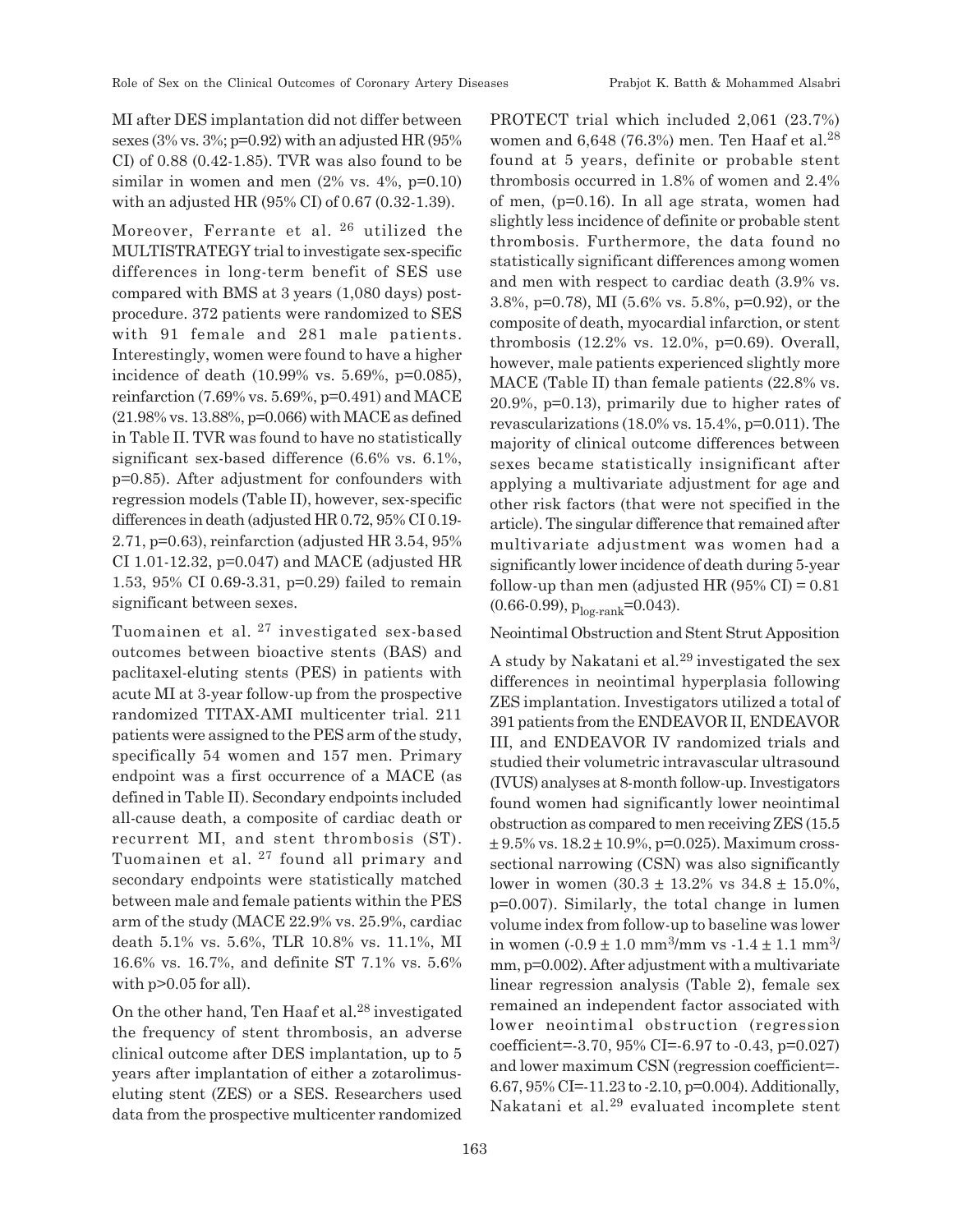MI after DES implantation did not differ between sexes (3% vs. 3%; p=0.92) with an adjusted HR (95% CI) of 0.88 (0.42-1.85). TVR was also found to be similar in women and men (2% vs. 4%, p=0.10) with an adjusted HR (95% CI) of 0.67 (0.32-1.39).

Moreover, Ferrante et al. [26] utilized the MULTISTRATEGY trial to investigate sex-specific differences in long-term benefit of SES use compared with BMS at 3 years (1,080 days) post-procedure. 372 patients were randomized to SES with 91 female and 281 male patients. Interestingly, women were found to have a higher incidence of death (10.99% vs. 5.69%, p=0.085), reinfarction (7.69% vs. 5.69%, p=0.491) and MACE (21.98% vs. 13.88%, p=0.066) with MACE as defined in Table II. TVR was found to have no statistically significant sex-based difference (6.6% vs. 6.1%, p=0.85). After adjustment for confounders with regression models (Table II), however, sex-specific differences in death (adjusted HR 0.72, 95% CI 0.19-2.71, p=0.63), reinfarction (adjusted HR 3.54, 95% CI 1.01-12.32, p=0.047) and MACE (adjusted HR 1.53, 95% CI 0.69-3.31, p=0.29) failed to remain significant between sexes.

Tuomainen et al. [27] investigated sex-based outcomes between bioactive stents (BAS) and paclitaxel-eluting stents (PES) in patients with acute MI at 3-year follow-up from the prospective randomized TITAX-AMI multicenter trial. 211 patients were assigned to the PES arm of the study, specifically 54 women and 157 men. Primary endpoint was a first occurrence of a MACE (as defined in Table II). Secondary endpoints included all-cause death, a composite of cardiac death or recurrent MI, and stent thrombosis (ST). Tuomainen et al. [27] found all primary and secondary endpoints were statistically matched between male and female patients within the PES arm of the study (MACE 22.9% vs. 25.9%, cardiac death 5.1% vs. 5.6%, TLR 10.8% vs. 11.1%, MI 16.6% vs. 16.7%, and definite ST 7.1% vs. 5.6% with p>0.05 for all).

On the other hand, Ten Haaf et al.[28] investigated the frequency of stent thrombosis, an adverse clinical outcome after DES implantation, up to 5 years after implantation of either a zotarolimus-eluting stent (ZES) or a SES. Researchers used data from the prospective multicenter randomized PROTECT trial which included 2,061 (23.7%) women and 6,648 (76.3%) men. Ten Haaf et al.[28] found at 5 years, definite or probable stent thrombosis occurred in 1.8% of women and 2.4% of men, (p=0.16). In all age strata, women had slightly less incidence of definite or probable stent thrombosis. Furthermore, the data found no statistically significant differences among women and men with respect to cardiac death (3.9% vs. 3.8%, p=0.78), MI (5.6% vs. 5.8%, p=0.92), or the composite of death, myocardial infarction, or stent thrombosis (12.2% vs. 12.0%, p=0.69). Overall, however, male patients experienced slightly more MACE (Table II) than female patients (22.8% vs. 20.9%, p=0.13), primarily due to higher rates of revascularizations (18.0% vs. 15.4%, p=0.011). The majority of clinical outcome differences between sexes became statistically insignificant after applying a multivariate adjustment for age and other risk factors (that were not specified in the article). The singular difference that remained after multivariate adjustment was women had a significantly lower incidence of death during 5-year follow-up than men (adjusted HR (95% CI) = 0.81 (0.66-0.99), $p_{log\text{-}rank}$=0.043).

Neointimal Obstruction and Stent Strut Apposition

A study by Nakatani et al.[29] investigated the sex differences in neointimal hyperplasia following ZES implantation. Investigators utilized a total of 391 patients from the ENDEAVOR II, ENDEAVOR III, and ENDEAVOR IV randomized trials and studied their volumetric intravascular ultrasound (IVUS) analyses at 8-month follow-up. Investigators found women had significantly lower neointimal obstruction as compared to men receiving ZES (15.5 ± 9.5% vs. 18.2 ± 10.9%, p=0.025). Maximum cross-sectional narrowing (CSN) was also significantly lower in women (30.3 ± 13.2% vs 34.8 ± 15.0%, p=0.007). Similarly, the total change in lumen volume index from follow-up to baseline was lower in women (-0.9 ± 1.0 $mm^3$/mm vs -1.4 ± 1.1 $mm^3$/mm, p=0.002). After adjustment with a multivariate linear regression analysis (Table 2), female sex remained an independent factor associated with lower neointimal obstruction (regression coefficient=-3.70, 95% CI=-6.97 to -0.43, p=0.027) and lower maximum CSN (regression coefficient=-6.67, 95% CI=-11.23 to -2.10, p=0.004). Additionally, Nakatani et al.[29] evaluated incomplete stent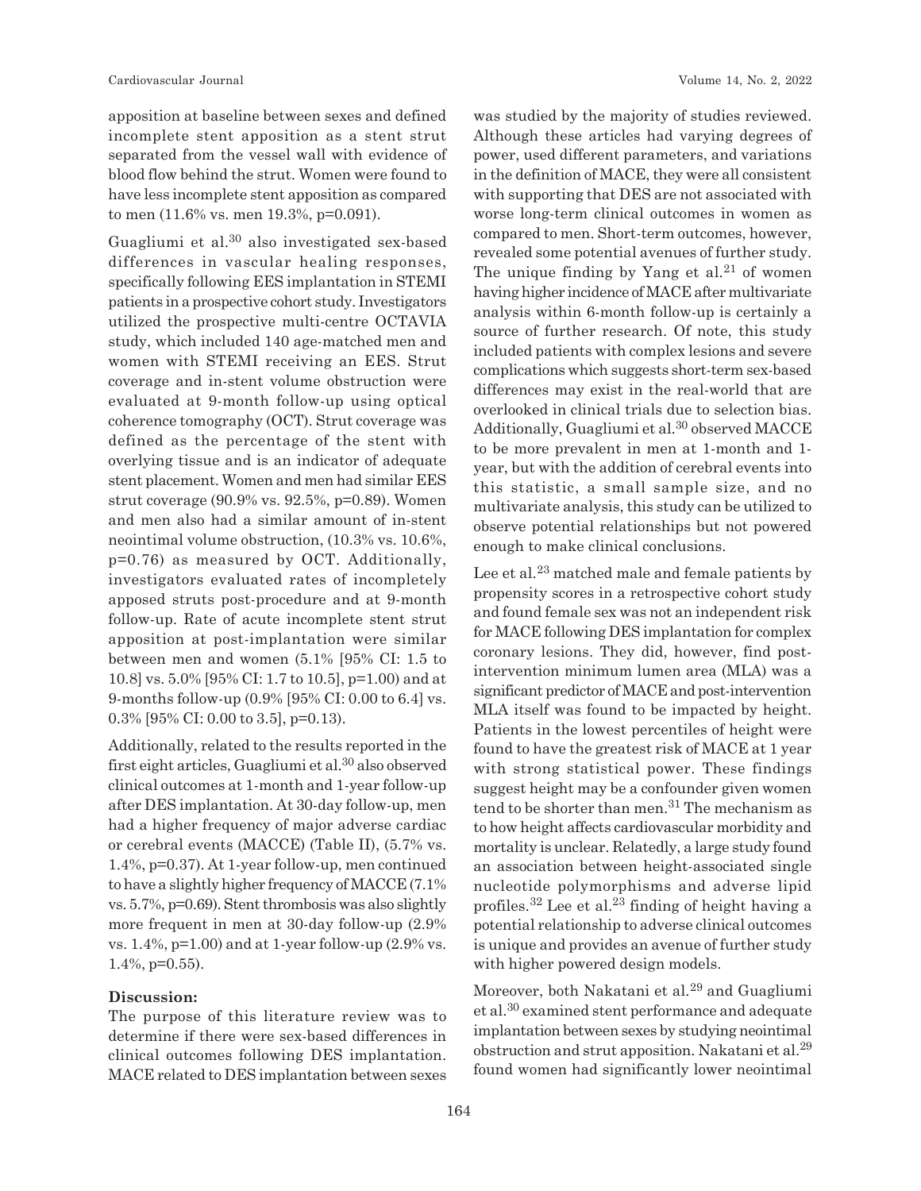apposition at baseline between sexes and defined incomplete stent apposition as a stent strut separated from the vessel wall with evidence of blood flow behind the strut. Women were found to have less incomplete stent apposition as compared to men (11.6% vs. men 19.3%, p=0.091).

Guagliumi et al.[30] also investigated sex-based differences in vascular healing responses, specifically following EES implantation in STEMI patients in a prospective cohort study. Investigators utilized the prospective multi-centre OCTAVIA study, which included 140 age-matched men and women with STEMI receiving an EES. Strut coverage and in-stent volume obstruction were evaluated at 9-month follow-up using optical coherence tomography (OCT). Strut coverage was defined as the percentage of the stent with overlying tissue and is an indicator of adequate stent placement. Women and men had similar EES strut coverage (90.9% vs. 92.5%, p=0.89). Women and men also had a similar amount of in-stent neointimal volume obstruction, (10.3% vs. 10.6%, p=0.76) as measured by OCT. Additionally, investigators evaluated rates of incompletely apposed struts post-procedure and at 9-month follow-up. Rate of acute incomplete stent strut apposition at post-implantation were similar between men and women (5.1% [95% CI: 1.5 to 10.8] vs. 5.0% [95% CI: 1.7 to 10.5], p=1.00) and at 9-months follow-up (0.9% [95% CI: 0.00 to 6.4] vs. 0.3% [95% CI: 0.00 to 3.5], p=0.13).

Additionally, related to the results reported in the first eight articles, Guagliumi et al.[30] also observed clinical outcomes at 1-month and 1-year follow-up after DES implantation. At 30-day follow-up, men had a higher frequency of major adverse cardiac or cerebral events (MACCE) (Table II), (5.7% vs. 1.4%, p=0.37). At 1-year follow-up, men continued to have a slightly higher frequency of MACCE (7.1% vs. 5.7%, p=0.69). Stent thrombosis was also slightly more frequent in men at 30-day follow-up (2.9% vs. 1.4%, p=1.00) and at 1-year follow-up (2.9% vs. 1.4%, p=0.55).

**Discussion:**

The purpose of this literature review was to determine if there were sex-based differences in clinical outcomes following DES implantation. MACE related to DES implantation between sexes was studied by the majority of studies reviewed. Although these articles had varying degrees of power, used different parameters, and variations in the definition of MACE, they were all consistent with supporting that DES are not associated with worse long-term clinical outcomes in women as compared to men. Short-term outcomes, however, revealed some potential avenues of further study. The unique finding by Yang et al.[21] of women having higher incidence of MACE after multivariate analysis within 6-month follow-up is certainly a source of further research. Of note, this study included patients with complex lesions and severe complications which suggests short-term sex-based differences may exist in the real-world that are overlooked in clinical trials due to selection bias. Additionally, Guagliumi et al.[30] observed MACCE to be more prevalent in men at 1-month and 1-year, but with the addition of cerebral events into this statistic, a small sample size, and no multivariate analysis, this study can be utilized to observe potential relationships but not powered enough to make clinical conclusions.

Lee et al.[23] matched male and female patients by propensity scores in a retrospective cohort study and found female sex was not an independent risk for MACE following DES implantation for complex coronary lesions. They did, however, find post-intervention minimum lumen area (MLA) was a significant predictor of MACE and post-intervention MLA itself was found to be impacted by height. Patients in the lowest percentiles of height were found to have the greatest risk of MACE at 1 year with strong statistical power. These findings suggest height may be a confounder given women tend to be shorter than men.[31] The mechanism as to how height affects cardiovascular morbidity and mortality is unclear. Relatedly, a large study found an association between height-associated single nucleotide polymorphisms and adverse lipid profiles.[32] Lee et al.[23] finding of height having a potential relationship to adverse clinical outcomes is unique and provides an avenue of further study with higher powered design models.

Moreover, both Nakatani et al.[29] and Guagliumi et al.[30] examined stent performance and adequate implantation between sexes by studying neointimal obstruction and strut apposition. Nakatani et al.[29] found women had significantly lower neointimal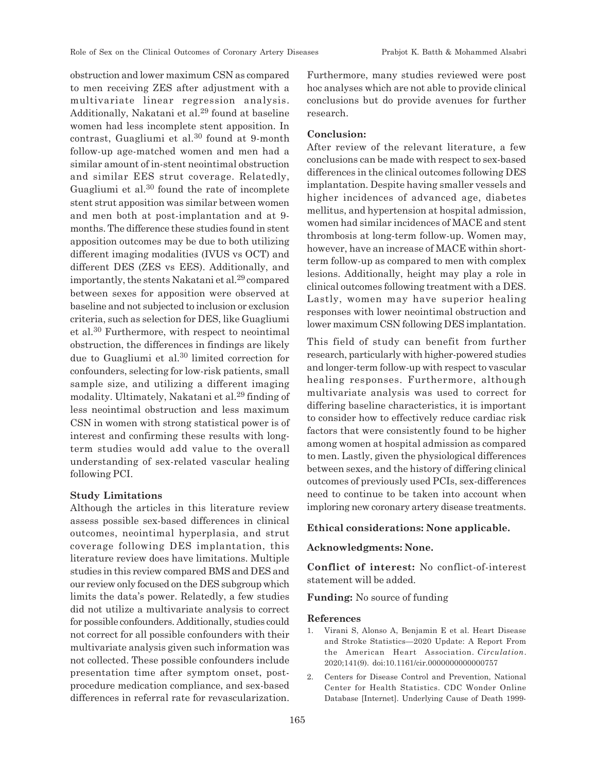obstruction and lower maximum CSN as compared to men receiving ZES after adjustment with a multivariate linear regression analysis. Additionally, Nakatani et al.[29] found at baseline women had less incomplete stent apposition. In contrast, Guagliumi et al.[30] found at 9-month follow-up age-matched women and men had a similar amount of in-stent neointimal obstruction and similar EES strut coverage. Relatedly, Guagliumi et al.[30] found the rate of incomplete stent strut apposition was similar between women and men both at post-implantation and at 9-months. The difference these studies found in stent apposition outcomes may be due to both utilizing different imaging modalities (IVUS vs OCT) and different DES (ZES vs EES). Additionally, and importantly, the stents Nakatani et al.[29] compared between sexes for apposition were observed at baseline and not subjected to inclusion or exclusion criteria, such as selection for DES, like Guagliumi et al.[30] Furthermore, with respect to neointimal obstruction, the differences in findings are likely due to Guagliumi et al.[30] limited correction for confounders, selecting for low-risk patients, small sample size, and utilizing a different imaging modality. Ultimately, Nakatani et al.[29] finding of less neointimal obstruction and less maximum CSN in women with strong statistical power is of interest and confirming these results with long-term studies would add value to the overall understanding of sex-related vascular healing following PCI.

### Study Limitations

Although the articles in this literature review assess possible sex-based differences in clinical outcomes, neointimal hyperplasia, and strut coverage following DES implantation, this literature review does have limitations. Multiple studies in this review compared BMS and DES and our review only focused on the DES subgroup which limits the data's power. Relatedly, a few studies did not utilize a multivariate analysis to correct for possible confounders. Additionally, studies could not correct for all possible confounders with their multivariate analysis given such information was not collected. These possible confounders include presentation time after symptom onset, post-procedure medication compliance, and sex-based differences in referral rate for revascularization. Furthermore, many studies reviewed were post hoc analyses which are not able to provide clinical conclusions but do provide avenues for further research.

### Conclusion:

After review of the relevant literature, a few conclusions can be made with respect to sex-based differences in the clinical outcomes following DES implantation. Despite having smaller vessels and higher incidences of advanced age, diabetes mellitus, and hypertension at hospital admission, women had similar incidences of MACE and stent thrombosis at long-term follow-up. Women may, however, have an increase of MACE within short-term follow-up as compared to men with complex lesions. Additionally, height may play a role in clinical outcomes following treatment with a DES. Lastly, women may have superior healing responses with lower neointimal obstruction and lower maximum CSN following DES implantation.

This field of study can benefit from further research, particularly with higher-powered studies and longer-term follow-up with respect to vascular healing responses. Furthermore, although multivariate analysis was used to correct for differing baseline characteristics, it is important to consider how to effectively reduce cardiac risk factors that were consistently found to be higher among women at hospital admission as compared to men. Lastly, given the physiological differences between sexes, and the history of differing clinical outcomes of previously used PCIs, sex-differences need to continue to be taken into account when imploring new coronary artery disease treatments.

**Ethical considerations: None applicable.**

**Acknowledgments: None.**

**Conflict of interest:** No conflict-of-interest statement will be added.

**Funding:** No source of funding

### References

1. Virani S, Alonso A, Benjamin E et al. Heart Disease and Stroke Statistics—2020 Update: A Report From the American Heart Association. *Circulation*. 2020;141(9). doi:10.1161/cir.0000000000000757
2. Centers for Disease Control and Prevention, National Center for Health Statistics. CDC Wonder Online Database [Internet]. Underlying Cause of Death 1999-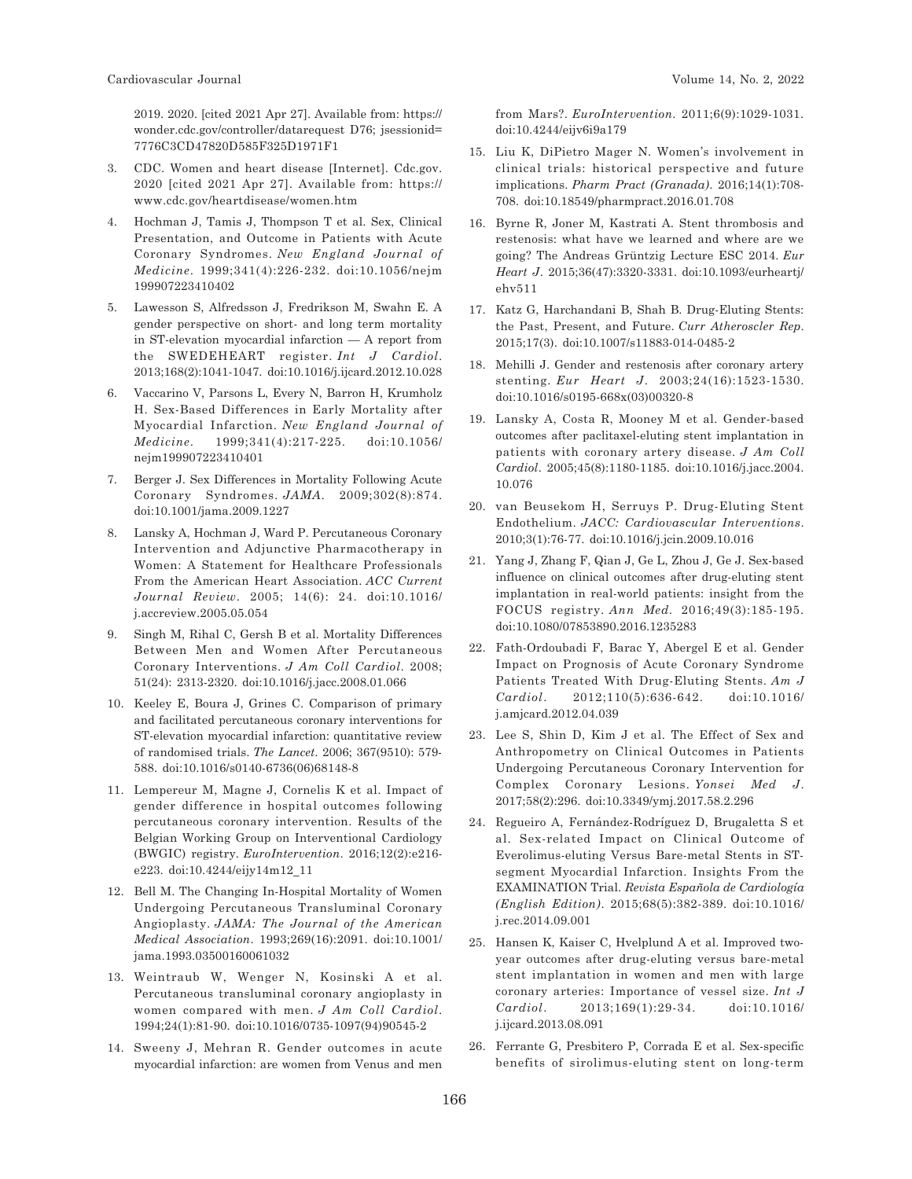2019. 2020. [cited 2021 Apr 27]. Available from: https://wonder.cdc.gov/controller/datarequest D76; jsessionid=7776C3CD47820D585F325D1971F1

3. CDC. Women and heart disease [Internet]. Cdc.gov. 2020 [cited 2021 Apr 27]. Available from: https://www.cdc.gov/heartdisease/women.htm
4. Hochman J, Tamis J, Thompson T et al. Sex, Clinical Presentation, and Outcome in Patients with Acute Coronary Syndromes. *New England Journal of Medicine*. 1999;341(4):226-232. doi:10.1056/nejm199907223410402
5. Lawesson S, Alfredsson J, Fredrikson M, Swahn E. A gender perspective on short- and long term mortality in ST-elevation myocardial infarction — A report from the SWEDEHEART register. *Int J Cardiol*. 2013;168(2):1041-1047. doi:10.1016/j.ijcard.2012.10.028
6. Vaccarino V, Parsons L, Every N, Barron H, Krumholz H. Sex-Based Differences in Early Mortality after Myocardial Infarction. *New England Journal of Medicine*. 1999;341(4):217-225. doi:10.1056/nejm199907223410401
7. Berger J. Sex Differences in Mortality Following Acute Coronary Syndromes. *JAMA*. 2009;302(8):874. doi:10.1001/jama.2009.1227
8. Lansky A, Hochman J, Ward P. Percutaneous Coronary Intervention and Adjunctive Pharmacotherapy in Women: A Statement for Healthcare Professionals From the American Heart Association. *ACC Current Journal Review*. 2005; 14(6): 24. doi:10.1016/j.accreview.2005.05.054
9. Singh M, Rihal C, Gersh B et al. Mortality Differences Between Men and Women After Percutaneous Coronary Interventions. *J Am Coll Cardiol*. 2008; 51(24): 2313-2320. doi:10.1016/j.jacc.2008.01.066
10. Keeley E, Boura J, Grines C. Comparison of primary and facilitated percutaneous coronary interventions for ST-elevation myocardial infarction: quantitative review of randomised trials. *The Lancet*. 2006; 367(9510): 579-588. doi:10.1016/s0140-6736(06)68148-8
11. Lempereur M, Magne J, Cornelis K et al. Impact of gender difference in hospital outcomes following percutaneous coronary intervention. Results of the Belgian Working Group on Interventional Cardiology (BWGIC) registry. *EuroIntervention*. 2016;12(2):e216-e223. doi:10.4244/eijy14m12_11
12. Bell M. The Changing In-Hospital Mortality of Women Undergoing Percutaneous Transluminal Coronary Angioplasty. *JAMA: The Journal of the American Medical Association*. 1993;269(16):2091. doi:10.1001/jama.1993.03500160061032
13. Weintraub W, Wenger N, Kosinski A et al. Percutaneous transluminal coronary angioplasty in women compared with men. *J Am Coll Cardiol*. 1994;24(1):81-90. doi:10.1016/0735-1097(94)90545-2
14. Sweeny J, Mehran R. Gender outcomes in acute myocardial infarction: are women from Venus and men from Mars?. *EuroIntervention*. 2011;6(9):1029-1031. doi:10.4244/eijv6i9a179
15. Liu K, DiPietro Mager N. Women's involvement in clinical trials: historical perspective and future implications. *Pharm Pract (Granada)*. 2016;14(1):708-708. doi:10.18549/pharmpract.2016.01.708
16. Byrne R, Joner M, Kastrati A. Stent thrombosis and restenosis: what have we learned and where are we going? The Andreas Grüntzig Lecture ESC 2014. *Eur Heart J*. 2015;36(47):3320-3331. doi:10.1093/eurheartj/ehv511
17. Katz G, Harchandani B, Shah B. Drug-Eluting Stents: the Past, Present, and Future. *Curr Atheroscler Rep*. 2015;17(3). doi:10.1007/s11883-014-0485-2
18. Mehilli J. Gender and restenosis after coronary artery stenting. *Eur Heart J*. 2003;24(16):1523-1530. doi:10.1016/s0195-668x(03)00320-8
19. Lansky A, Costa R, Mooney M et al. Gender-based outcomes after paclitaxel-eluting stent implantation in patients with coronary artery disease. *J Am Coll Cardiol*. 2005;45(8):1180-1185. doi:10.1016/j.jacc.2004.10.076
20. van Beusekom H, Serruys P. Drug-Eluting Stent Endothelium. *JACC: Cardiovascular Interventions*. 2010;3(1):76-77. doi:10.1016/j.jcin.2009.10.016
21. Yang J, Zhang F, Qian J, Ge L, Zhou J, Ge J. Sex-based influence on clinical outcomes after drug-eluting stent implantation in real-world patients: insight from the FOCUS registry. *Ann Med*. 2016;49(3):185-195. doi:10.1080/07853890.2016.1235283
22. Fath-Ordoubadi F, Barac Y, Abergel E et al. Gender Impact on Prognosis of Acute Coronary Syndrome Patients Treated With Drug-Eluting Stents. *Am J Cardiol*. 2012;110(5):636-642. doi:10.1016/j.amjcard.2012.04.039
23. Lee S, Shin D, Kim J et al. The Effect of Sex and Anthropometry on Clinical Outcomes in Patients Undergoing Percutaneous Coronary Intervention for Complex Coronary Lesions. *Yonsei Med J*. 2017;58(2):296. doi:10.3349/ymj.2017.58.2.296
24. Regueiro A, Fernández-Rodríguez D, Brugaletta S et al. Sex-related Impact on Clinical Outcome of Everolimus-eluting Versus Bare-metal Stents in ST-segment Myocardial Infarction. Insights From the EXAMINATION Trial. *Revista Española de Cardiología (English Edition)*. 2015;68(5):382-389. doi:10.1016/j.rec.2014.09.001
25. Hansen K, Kaiser C, Hvelplund A et al. Improved two-year outcomes after drug-eluting versus bare-metal stent implantation in women and men with large coronary arteries: Importance of vessel size. *Int J Cardiol*. 2013;169(1):29-34. doi:10.1016/j.ijcard.2013.08.091
26. Ferrante G, Presbitero P, Corrada E et al. Sex-specific benefits of sirolimus-eluting stent on long-term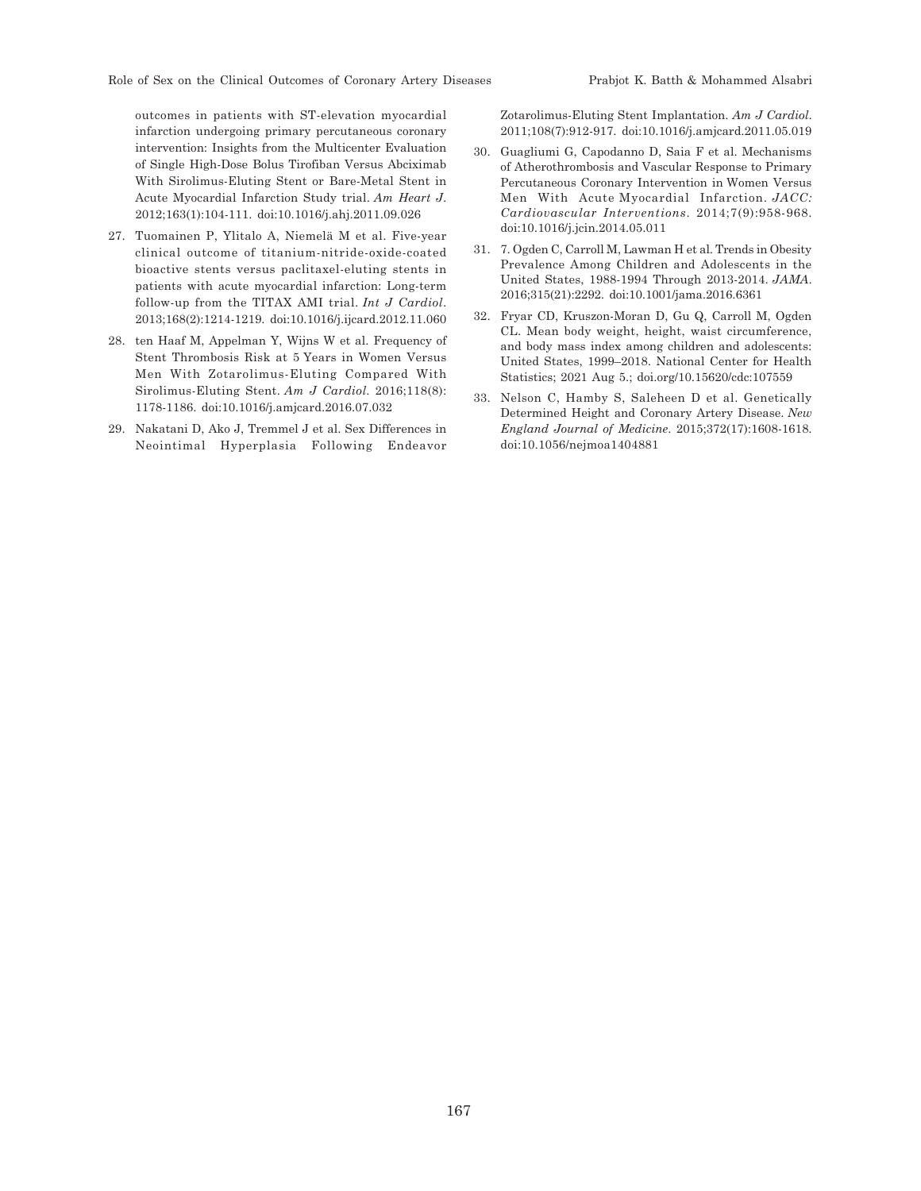outcomes in patients with ST-elevation myocardial infarction undergoing primary percutaneous coronary intervention: Insights from the Multicenter Evaluation of Single High-Dose Bolus Tirofiban Versus Abciximab With Sirolimus-Eluting Stent or Bare-Metal Stent in Acute Myocardial Infarction Study trial. *Am Heart J*. 2012;163(1):104-111. doi:10.1016/j.ahj.2011.09.026

27. Tuomainen P, Ylitalo A, Niemelä M et al. Five-year clinical outcome of titanium-nitride-oxide-coated bioactive stents versus paclitaxel-eluting stents in patients with acute myocardial infarction: Long-term follow-up from the TITAX AMI trial. *Int J Cardiol*. 2013;168(2):1214-1219. doi:10.1016/j.ijcard.2012.11.060

28. ten Haaf M, Appelman Y, Wijns W et al. Frequency of Stent Thrombosis Risk at 5 Years in Women Versus Men With Zotarolimus-Eluting Compared With Sirolimus-Eluting Stent. *Am J Cardiol*. 2016;118(8): 1178-1186. doi:10.1016/j.amjcard.2016.07.032

29. Nakatani D, Ako J, Tremmel J et al. Sex Differences in Neointimal Hyperplasia Following Endeavor Zotarolimus-Eluting Stent Implantation. *Am J Cardiol*. 2011;108(7):912-917. doi:10.1016/j.amjcard.2011.05.019

30. Guagliumi G, Capodanno D, Saia F et al. Mechanisms of Atherothrombosis and Vascular Response to Primary Percutaneous Coronary Intervention in Women Versus Men With Acute Myocardial Infarction. *JACC: Cardiovascular Interventions*. 2014;7(9):958-968. doi:10.1016/j.jcin.2014.05.011

31. 7. Ogden C, Carroll M, Lawman H et al. Trends in Obesity Prevalence Among Children and Adolescents in the United States, 1988-1994 Through 2013-2014. *JAMA*. 2016;315(21):2292. doi:10.1001/jama.2016.6361

32. Fryar CD, Kruszon-Moran D, Gu Q, Carroll M, Ogden CL. Mean body weight, height, waist circumference, and body mass index among children and adolescents: United States, 1999–2018. National Center for Health Statistics; 2021 Aug 5.; doi.org/10.15620/cdc:107559

33. Nelson C, Hamby S, Saleheen D et al. Genetically Determined Height and Coronary Artery Disease. *New England Journal of Medicine*. 2015;372(17):1608-1618. doi:10.1056/nejmoa1404881